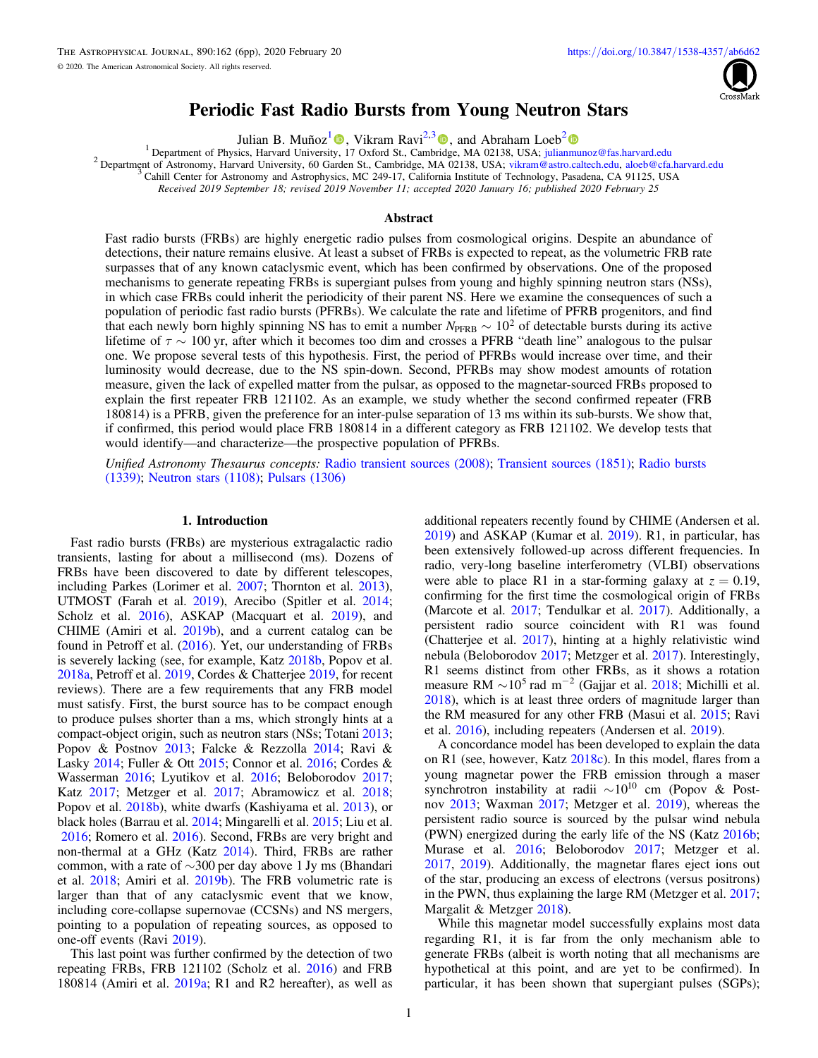# Periodic Fast Radio Bursts from Young Neutron Stars

Julian B. Muñoz[1], Vikram Ravi[2,3], and Abraham Loeb[2]

[1] Department of Physics, Harvard University, 17 Oxford St., Cambridge, MA 02138, USA; julianmunoz@fas.harvard.edu
[2] Department of Astronomy, Harvard University, 60 Garden St., Cambridge, MA 02138, USA; vikram@astro.caltech.edu, aloeb@cfa.harvard.edu
[3] Cahill Center for Astronomy and Astrophysics, MC 249-17, California Institute of Technology, Pasadena, CA 91125, USA

*Received 2019 September 18; revised 2019 November 11; accepted 2020 January 16; published 2020 February 25*

## Abstract

Fast radio bursts (FRBs) are highly energetic radio pulses from cosmological origins. Despite an abundance of detections, their nature remains elusive. At least a subset of FRBs is expected to repeat, as the volumetric FRB rate surpasses that of any known cataclysmic event, which has been confirmed by observations. One of the proposed mechanisms to generate repeating FRBs is supergiant pulses from young and highly spinning neutron stars (NSs), in which case FRBs could inherit the periodicity of their parent NS. Here we examine the consequences of such a population of periodic fast radio bursts (PFRBs). We calculate the rate and lifetime of PFRB progenitors, and find that each newly born highly spinning NS has to emit a number $N_{\rm PFRB} \sim 10^2$ of detectable bursts during its active lifetime of $\tau \sim 100$ yr, after which it becomes too dim and crosses a PFRB "death line" analogous to the pulsar one. We propose several tests of this hypothesis. First, the period of PFRBs would increase over time, and their luminosity would decrease, due to the NS spin-down. Second, PFRBs may show modest amounts of rotation measure, given the lack of expelled matter from the pulsar, as opposed to the magnetar-sourced FRBs proposed to explain the first repeater FRB 121102. As an example, we study whether the second confirmed repeater (FRB 180814) is a PFRB, given the preference for an inter-pulse separation of 13 ms within its sub-bursts. We show that, if confirmed, this period would place FRB 180814 in a different category as FRB 121102. We develop tests that would identify—and characterize—the prospective population of PFRBs.

*Unified Astronomy Thesaurus concepts:* Radio transient sources (2008); Transient sources (1851); Radio bursts (1339); Neutron stars (1108); Pulsars (1306)

## 1. Introduction

Fast radio bursts (FRBs) are mysterious extragalactic radio transients, lasting for about a millisecond (ms). Dozens of FRBs have been discovered to date by different telescopes, including Parkes (Lorimer et al. 2007; Thornton et al. 2013), UTMOST (Farah et al. 2019), Arecibo (Spitler et al. 2014; Scholz et al. 2016), ASKAP (Macquart et al. 2019), and CHIME (Amiri et al. 2019b), and a current catalog can be found in Petroff et al. (2016). Yet, our understanding of FRBs is severely lacking (see, for example, Katz 2018b, Popov et al. 2018a, Petroff et al. 2019, Cordes & Chatterjee 2019, for recent reviews). There are a few requirements that any FRB model must satisfy. First, the burst source has to be compact enough to produce pulses shorter than a ms, which strongly hints at a compact-object origin, such as neutron stars (NSs; Totani 2013; Popov & Postnov 2013; Falcke & Rezzolla 2014; Ravi & Lasky 2014; Fuller & Ott 2015; Connor et al. 2016; Cordes & Wasserman 2016; Lyutikov et al. 2016; Beloborodov 2017; Katz 2017; Metzger et al. 2017; Abramowicz et al. 2018; Popov et al. 2018b), white dwarfs (Kashiyama et al. 2013), or black holes (Barrau et al. 2014; Mingarelli et al. 2015; Liu et al. 2016; Romero et al. 2016). Second, FRBs are very bright and non-thermal at a GHz (Katz 2014). Third, FRBs are rather common, with a rate of ∼300 per day above 1 Jy ms (Bhandari et al. 2018; Amiri et al. 2019b). The FRB volumetric rate is larger than that of any cataclysmic event that we know, including core-collapse supernovae (CCSNs) and NS mergers, pointing to a population of repeating sources, as opposed to one-off events (Ravi 2019).

This last point was further confirmed by the detection of two repeating FRBs, FRB 121102 (Scholz et al. 2016) and FRB 180814 (Amiri et al. 2019a; R1 and R2 hereafter), as well as additional repeaters recently found by CHIME (Andersen et al. 2019) and ASKAP (Kumar et al. 2019). R1, in particular, has been extensively followed-up across different frequencies. In radio, very-long baseline interferometry (VLBI) observations were able to place R1 in a star-forming galaxy at $z = 0.19$, confirming for the first time the cosmological origin of FRBs (Marcote et al. 2017; Tendulkar et al. 2017). Additionally, a persistent radio source coincident with R1 was found (Chatterjee et al. 2017), hinting at a highly relativistic wind nebula (Beloborodov 2017; Metzger et al. 2017). Interestingly, R1 seems distinct from other FRBs, as it shows a rotation measure RM $\sim 10^5$ rad m$^{-2}$ (Gajjar et al. 2018; Michilli et al. 2018), which is at least three orders of magnitude larger than the RM measured for any other FRB (Masui et al. 2015; Ravi et al. 2016), including repeaters (Andersen et al. 2019).

A concordance model has been developed to explain the data on R1 (see, however, Katz 2018c). In this model, flares from a young magnetar power the FRB emission through a maser synchrotron instability at radii $\sim 10^{10}$ cm (Popov & Postnov 2013; Waxman 2017; Metzger et al. 2019), whereas the persistent radio source is sourced by the pulsar wind nebula (PWN) energized during the early life of the NS (Katz 2016b; Murase et al. 2016; Beloborodov 2017; Metzger et al. 2017, 2019). Additionally, the magnetar flares eject ions out of the star, producing an excess of electrons (versus positrons) in the PWN, thus explaining the large RM (Metzger et al. 2017; Margalit & Metzger 2018).

While this magnetar model successfully explains most data regarding R1, it is far from the only mechanism able to generate FRBs (albeit is worth noting that all mechanisms are hypothetical at this point, and are yet to be confirmed). In particular, it has been shown that supergiant pulses (SGPs);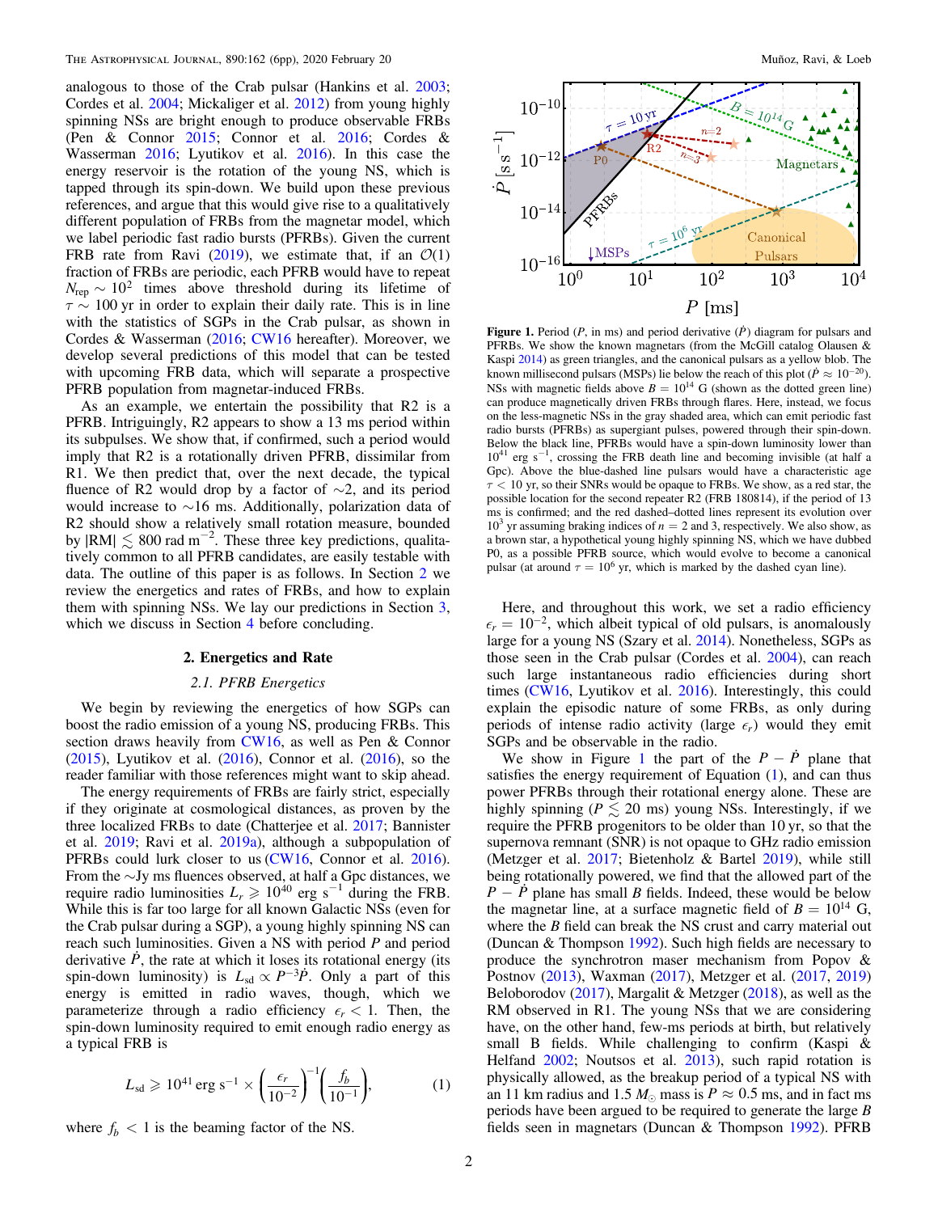analogous to those of the Crab pulsar (Hankins et al. 2003; Cordes et al. 2004; Mickaliger et al. 2012) from young highly spinning NSs are bright enough to produce observable FRBs (Pen & Connor 2015; Connor et al. 2016; Cordes & Wasserman 2016; Lyutikov et al. 2016). In this case the energy reservoir is the rotation of the young NS, which is tapped through its spin-down. We build upon these previous references, and argue that this would give rise to a qualitatively different population of FRBs from the magnetar model, which we label periodic fast radio bursts (PFRBs). Given the current FRB rate from Ravi (2019), we estimate that, if an $\mathcal{O}(1)$ fraction of FRBs are periodic, each PFRB would have to repeat $N_{\rm rep} \sim 10^2$ times above threshold during its lifetime of $\tau \sim 100$ yr in order to explain their daily rate. This is in line with the statistics of SGPs in the Crab pulsar, as shown in Cordes & Wasserman (2016; CW16 hereafter). Moreover, we develop several predictions of this model that can be tested with upcoming FRB data, which will separate a prospective PFRB population from magnetar-induced FRBs.

As an example, we entertain the possibility that R2 is a PFRB. Intriguingly, R2 appears to show a 13 ms period within its subpulses. We show that, if confirmed, such a period would imply that R2 is a rotationally driven PFRB, dissimilar from R1. We then predict that, over the next decade, the typical fluence of R2 would drop by a factor of $\sim$2, and its period would increase to $\sim$16 ms. Additionally, polarization data of R2 should show a relatively small rotation measure, bounded by $|{\rm RM}| \lesssim 800$ rad m$^{-2}$. These three key predictions, qualitatively common to all PFRB candidates, are easily testable with data. The outline of this paper is as follows. In Section 2 we review the energetics and rates of FRBs, and how to explain them with spinning NSs. We lay our predictions in Section 3, which we discuss in Section 4 before concluding.

## 2. Energetics and Rate

### 2.1. PFRB Energetics

We begin by reviewing the energetics of how SGPs can boost the radio emission of a young NS, producing FRBs. This section draws heavily from CW16, as well as Pen & Connor (2015), Lyutikov et al. (2016), Connor et al. (2016), so the reader familiar with those references might want to skip ahead.

The energy requirements of FRBs are fairly strict, especially if they originate at cosmological distances, as proven by the three localized FRBs to date (Chatterjee et al. 2017; Bannister et al. 2019; Ravi et al. 2019a), although a subpopulation of PFRBs could lurk closer to us (CW16, Connor et al. 2016). From the $\sim$Jy ms fluences observed, at half a Gpc distances, we require radio luminosities $L_r \geqslant 10^{40}$ erg s$^{-1}$ during the FRB. While this is far too large for all known Galactic NSs (even for the Crab pulsar during a SGP), a young highly spinning NS can reach such luminosities. Given a NS with period $P$ and period derivative $\dot{P}$, the rate at which it loses its rotational energy (its spin-down luminosity) is $L_{\rm sd} \propto P^{-3}\dot{P}$. Only a part of this energy is emitted in radio waves, though, which we parameterize through a radio efficiency $\epsilon_r < 1$. Then, the spin-down luminosity required to emit enough radio energy as a typical FRB is

$$L_{\rm sd} \geqslant 10^{41}\,{\rm erg\,s^{-1}} \times \left(\frac{\epsilon_r}{10^{-2}}\right)^{-1}\left(\frac{f_b}{10^{-1}}\right), \qquad (1)$$

where $f_b < 1$ is the beaming factor of the NS.

**Figure 1.** Period ($P$, in ms) and period derivative ($\dot{P}$) diagram for pulsars and PFRBs. We show the known magnetars (from the McGill catalog Olausen & Kaspi 2014) as green triangles, and the canonical pulsars as a yellow blob. The known millisecond pulsars (MSPs) lie below the reach of this plot ($\dot{P} \approx 10^{-20}$). NSs with magnetic fields above $B = 10^{14}$ G (shown as the dotted green line) can produce magnetically driven FRBs through flares. Here, instead, we focus on the less-magnetic NSs in the gray shaded area, which can emit periodic fast radio bursts (PFRBs) as supergiant pulses, powered through their spin-down. Below the black line, PFRBs would have a spin-down luminosity lower than $10^{41}$ erg s$^{-1}$, crossing the FRB death line and becoming invisible (at half a Gpc). Above the blue-dashed line pulsars would have a characteristic age $\tau < 10$ yr, so their SNRs would be opaque to FRBs. We show, as a red star, the possible location for the second repeater R2 (FRB 180814), if the period of 13 ms is confirmed; and the red dashed–dotted lines represent its evolution over $10^3$ yr assuming braking indices of $n = 2$ and 3, respectively. We also show, as a brown star, a hypothetical young highly spinning NS, which we have dubbed P0, as a possible PFRB source, which would evolve to become a canonical pulsar (at around $\tau = 10^6$ yr, which is marked by the dashed cyan line).

Here, and throughout this work, we set a radio efficiency $\epsilon_r = 10^{-2}$, which albeit typical of old pulsars, is anomalously large for a young NS (Szary et al. 2014). Nonetheless, SGPs as those seen in the Crab pulsar (Cordes et al. 2004), can reach such large instantaneous radio efficiencies during short times (CW16, Lyutikov et al. 2016). Interestingly, this could explain the episodic nature of some FRBs, as only during periods of intense radio activity (large $\epsilon_r$) would they emit SGPs and be observable in the radio.

We show in Figure 1 the part of the $P - \dot{P}$ plane that satisfies the energy requirement of Equation (1), and can thus power PFRBs through their rotational energy alone. These are highly spinning ($P \lesssim 20$ ms) young NSs. Interestingly, if we require the PFRB progenitors to be older than 10 yr, so that the supernova remnant (SNR) is not opaque to GHz radio emission (Metzger et al. 2017; Bietenholz & Bartel 2019), while still being rotationally powered, we find that the allowed part of the $P - \dot{P}$ plane has small $B$ fields. Indeed, these would be below the magnetar line, at a surface magnetic field of $B = 10^{14}$ G, where the $B$ field can break the NS crust and carry material out (Duncan & Thompson 1992). Such high fields are necessary to produce the synchrotron maser mechanism from Popov & Postnov (2013), Waxman (2017), Metzger et al. (2017, 2019) Beloborodov (2017), Margalit & Metzger (2018), as well as the RM observed in R1. The young NSs that we are considering have, on the other hand, few-ms periods at birth, but relatively small B fields. While challenging to confirm (Kaspi & Helfand 2002; Noutsos et al. 2013), such rapid rotation is physically allowed, as the breakup period of a typical NS with an 11 km radius and 1.5 $M_\odot$ mass is $P \approx 0.5$ ms, and in fact ms periods have been argued to be required to generate the large $B$ fields seen in magnetars (Duncan & Thompson 1992). PFRB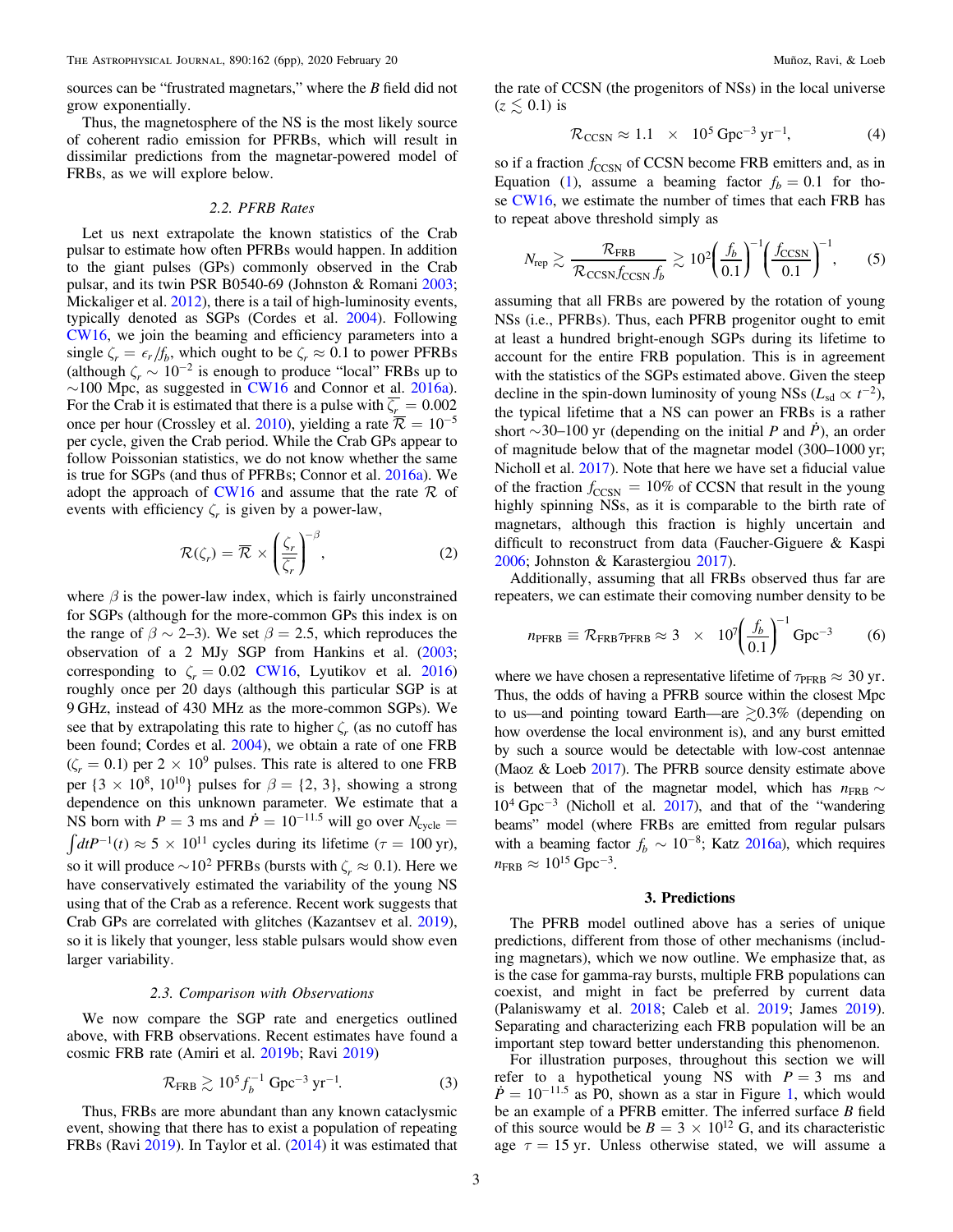sources can be "frustrated magnetars," where the $B$ field did not grow exponentially.

Thus, the magnetosphere of the NS is the most likely source of coherent radio emission for PFRBs, which will result in dissimilar predictions from the magnetar-powered model of FRBs, as we will explore below.

### 2.2. PFRB Rates

Let us next extrapolate the known statistics of the Crab pulsar to estimate how often PFRBs would happen. In addition to the giant pulses (GPs) commonly observed in the Crab pulsar, and its twin PSR B0540-69 (Johnston & Romani 2003; Mickaliger et al. 2012), there is a tail of high-luminosity events, typically denoted as SGPs (Cordes et al. 2004). Following CW16, we join the beaming and efficiency parameters into a single $\zeta_r = \epsilon_r / f_b$, which ought to be $\zeta_r \approx 0.1$ to power PFRBs (although $\zeta_r \sim 10^{-2}$ is enough to produce "local" FRBs up to $\sim$100 Mpc, as suggested in CW16 and Connor et al. 2016a). For the Crab it is estimated that there is a pulse with $\overline{\zeta_r} = 0.002$ once per hour (Crossley et al. 2010), yielding a rate $\overline{\mathcal{R}} = 10^{-5}$ per cycle, given the Crab period. While the Crab GPs appear to follow Poissonian statistics, we do not know whether the same is true for SGPs (and thus of PFRBs; Connor et al. 2016a). We adopt the approach of CW16 and assume that the rate $\mathcal{R}$ of events with efficiency $\zeta_r$ is given by a power-law,

$$\mathcal{R}(\zeta_r) = \overline{\mathcal{R}} \times \left(\frac{\zeta_r}{\overline{\zeta_r}}\right)^{-\beta}, \tag{2}$$

where $\beta$ is the power-law index, which is fairly unconstrained for SGPs (although for the more-common GPs this index is on the range of $\beta \sim$ 2–3). We set $\beta = 2.5$, which reproduces the observation of a 2 MJy SGP from Hankins et al. (2003; corresponding to $\zeta_r = 0.02$ CW16, Lyutikov et al. 2016) roughly once per 20 days (although this particular SGP is at 9 GHz, instead of 430 MHz as the more-common SGPs). We see that by extrapolating this rate to higher $\zeta_r$ (as no cutoff has been found; Cordes et al. 2004), we obtain a rate of one FRB ($\zeta_r = 0.1$) per $2 \times 10^9$ pulses. This rate is altered to one FRB per $\{3 \times 10^8, 10^{10}\}$ pulses for $\beta = \{2, 3\}$, showing a strong dependence on this unknown parameter. We estimate that a NS born with $P = 3$ ms and $\dot{P} = 10^{-11.5}$ will go over $N_{\rm cycle} = \int dt P^{-1}(t) \approx 5 \times 10^{11}$ cycles during its lifetime ($\tau = 100$ yr), so it will produce $\sim 10^2$ PFRBs (bursts with $\zeta_r \approx 0.1$). Here we have conservatively estimated the variability of the young NS using that of the Crab as a reference. Recent work suggests that Crab GPs are correlated with glitches (Kazantsev et al. 2019), so it is likely that younger, less stable pulsars would show even larger variability.

### 2.3. Comparison with Observations

We now compare the SGP rate and energetics outlined above, with FRB observations. Recent estimates have found a cosmic FRB rate (Amiri et al. 2019b; Ravi 2019)

$$\mathcal{R}_{\rm FRB} \gtrsim 10^5 f_b^{-1}\ {\rm Gpc}^{-3}\ {\rm yr}^{-1}. \tag{3}$$

Thus, FRBs are more abundant than any known cataclysmic event, showing that there has to exist a population of repeating FRBs (Ravi 2019). In Taylor et al. (2014) it was estimated that the rate of CCSN (the progenitors of NSs) in the local universe ($z \lesssim 0.1$) is

$$\mathcal{R}_{\rm CCSN} \approx 1.1 \times 10^5\ {\rm Gpc}^{-3}\ {\rm yr}^{-1}, \tag{4}$$

so if a fraction $f_{\rm CCSN}$ of CCSN become FRB emitters and, as in Equation (1), assume a beaming factor $f_b = 0.1$ for those CW16, we estimate the number of times that each FRB has to repeat above threshold simply as

$$N_{\rm rep} \gtrsim \frac{\mathcal{R}_{\rm FRB}}{\mathcal{R}_{\rm CCSN} f_{\rm CCSN} f_b} \gtrsim 10^2 \left(\frac{f_b}{0.1}\right)^{-1} \left(\frac{f_{\rm CCSN}}{0.1}\right)^{-1}, \tag{5}$$

assuming that all FRBs are powered by the rotation of young NSs (i.e., PFRBs). Thus, each PFRB progenitor ought to emit at least a hundred bright-enough SGPs during its lifetime to account for the entire FRB population. This is in agreement with the statistics of the SGPs estimated above. Given the steep decline in the spin-down luminosity of young NSs ($L_{\rm sd} \propto t^{-2}$), the typical lifetime that a NS can power an FRBs is a rather short $\sim$30–100 yr (depending on the initial $P$ and $\dot{P}$), an order of magnitude below that of the magnetar model (300–1000 yr; Nicholl et al. 2017). Note that here we have set a fiducial value of the fraction $f_{\rm CCSN} = 10\%$ of CCSN that result in the young highly spinning NSs, as it is comparable to the birth rate of magnetars, although this fraction is highly uncertain and difficult to reconstruct from data (Faucher-Giguere & Kaspi 2006; Johnston & Karastergiou 2017).

Additionally, assuming that all FRBs observed thus far are repeaters, we can estimate their comoving number density to be

$$n_{\rm PFRB} \equiv \mathcal{R}_{\rm FRB} \tau_{\rm PFRB} \approx 3 \times 10^7 \left(\frac{f_b}{0.1}\right)^{-1} {\rm Gpc}^{-3} \tag{6}$$

where we have chosen a representative lifetime of $\tau_{\rm PFRB} \approx 30$ yr. Thus, the odds of having a PFRB source within the closest Mpc to us—and pointing toward Earth—are $\gtrsim$0.3% (depending on how overdense the local environment is), and any burst emitted by such a source would be detectable with low-cost antennae (Maoz & Loeb 2017). The PFRB source density estimate above is between that of the magnetar model, which has $n_{\rm FRB} \sim 10^4\ {\rm Gpc}^{-3}$ (Nicholl et al. 2017), and that of the "wandering beams" model (where FRBs are emitted from regular pulsars with a beaming factor $f_b \sim 10^{-8}$; Katz 2016a), which requires $n_{\rm FRB} \approx 10^{15}\ {\rm Gpc}^{-3}$.

## 3. Predictions

The PFRB model outlined above has a series of unique predictions, different from those of other mechanisms (including magnetars), which we now outline. We emphasize that, as is the case for gamma-ray bursts, multiple FRB populations can coexist, and might in fact be preferred by current data (Palaniswamy et al. 2018; Caleb et al. 2019; James 2019). Separating and characterizing each FRB population will be an important step toward better understanding this phenomenon.

For illustration purposes, throughout this section we will refer to a hypothetical young NS with $P = 3$ ms and $\dot{P} = 10^{-11.5}$ as P0, shown as a star in Figure 1, which would be an example of a PFRB emitter. The inferred surface $B$ field of this source would be $B = 3 \times 10^{12}$ G, and its characteristic age $\tau = 15$ yr. Unless otherwise stated, we will assume a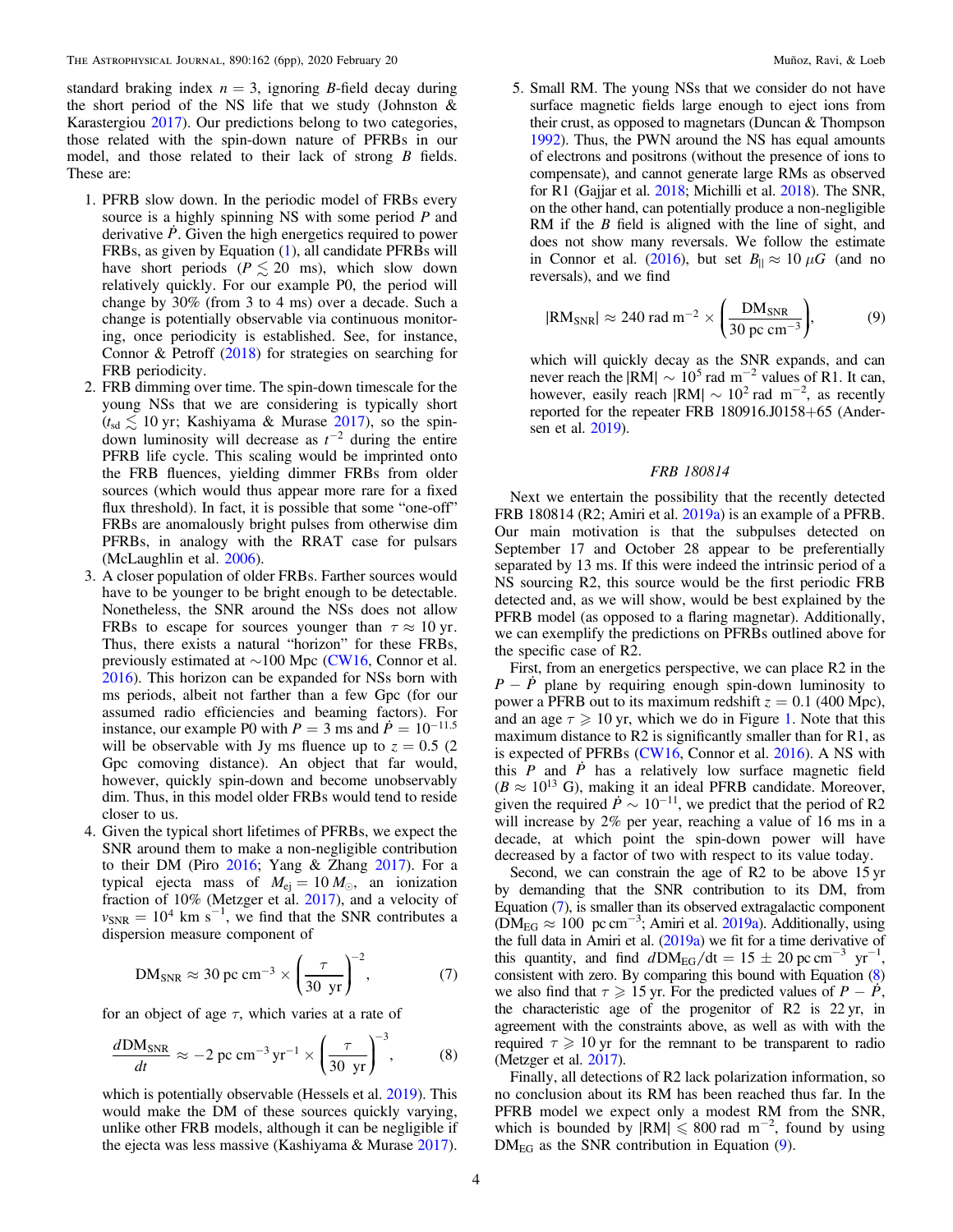standard braking index $n = 3$, ignoring $B$-field decay during the short period of the NS life that we study (Johnston & Karastergiou 2017). Our predictions belong to two categories, those related with the spin-down nature of PFRBs in our model, and those related to their lack of strong $B$ fields. These are:

1. PFRB slow down. In the periodic model of FRBs every source is a highly spinning NS with some period $P$ and derivative $\dot{P}$. Given the high energetics required to power FRBs, as given by Equation (1), all candidate PFRBs will have short periods ($P \lesssim 20$ ms), which slow down relatively quickly. For our example P0, the period will change by 30% (from 3 to 4 ms) over a decade. Such a change is potentially observable via continuous monitoring, once periodicity is established. See, for instance, Connor & Petroff (2018) for strategies on searching for FRB periodicity.
2. FRB dimming over time. The spin-down timescale for the young NSs that we are considering is typically short ($t_{\rm sd} \lesssim 10$ yr; Kashiyama & Murase 2017), so the spin-down luminosity will decrease as $t^{-2}$ during the entire PFRB life cycle. This scaling would be imprinted onto the FRB fluences, yielding dimmer FRBs from older sources (which would thus appear more rare for a fixed flux threshold). In fact, it is possible that some "one-off" FRBs are anomalously bright pulses from otherwise dim PFRBs, in analogy with the RRAT case for pulsars (McLaughlin et al. 2006).
3. A closer population of older FRBs. Farther sources would have to be younger to be bright enough to be detectable. Nonetheless, the SNR around the NSs does not allow FRBs to escape for sources younger than $\tau \approx 10$ yr. Thus, there exists a natural "horizon" for these FRBs, previously estimated at ~100 Mpc (CW16, Connor et al. 2016). This horizon can be expanded for NSs born with ms periods, albeit not farther than a few Gpc (for our assumed radio efficiencies and beaming factors). For instance, our example P0 with $P = 3$ ms and $\dot{P} = 10^{-11.5}$ will be observable with Jy ms fluence up to $z = 0.5$ (2 Gpc comoving distance). An object that far would, however, quickly spin-down and become unobservably dim. Thus, in this model older FRBs would tend to reside closer to us.
4. Given the typical short lifetimes of PFRBs, we expect the SNR around them to make a non-negligible contribution to their DM (Piro 2016; Yang & Zhang 2017). For a typical ejecta mass of $M_{\rm ej} = 10\,M_\odot$, an ionization fraction of 10% (Metzger et al. 2017), and a velocity of $v_{\rm SNR} = 10^4$ km s$^{-1}$, we find that the SNR contributes a dispersion measure component of

$$\mathrm{DM}_{\rm SNR} \approx 30\ \mathrm{pc\ cm^{-3}} \times \left(\frac{\tau}{30\ \mathrm{yr}}\right)^{-2}, \tag{7}$$

for an object of age $\tau$, which varies at a rate of

$$\frac{d\mathrm{DM}_{\rm SNR}}{dt} \approx -2\ \mathrm{pc\ cm^{-3}\,yr^{-1}} \times \left(\frac{\tau}{30\ \mathrm{yr}}\right)^{-3}, \tag{8}$$

which is potentially observable (Hessels et al. 2019). This would make the DM of these sources quickly varying, unlike other FRB models, although it can be negligible if the ejecta was less massive (Kashiyama & Murase 2017).

5. Small RM. The young NSs that we consider do not have surface magnetic fields large enough to eject ions from their crust, as opposed to magnetars (Duncan & Thompson 1992). Thus, the PWN around the NS has equal amounts of electrons and positrons (without the presence of ions to compensate), and cannot generate large RMs as observed for R1 (Gajjar et al. 2018; Michilli et al. 2018). The SNR, on the other hand, can potentially produce a non-negligible RM if the $B$ field is aligned with the line of sight, and does not show many reversals. We follow the estimate in Connor et al. (2016), but set $B_{||} \approx 10\,\mu G$ (and no reversals), and we find

$$|\mathrm{RM}_{\rm SNR}| \approx 240\ \mathrm{rad\ m^{-2}} \times \left(\frac{\mathrm{DM}_{\rm SNR}}{30\ \mathrm{pc\ cm^{-3}}}\right), \tag{9}$$

which will quickly decay as the SNR expands, and can never reach the $|\mathrm{RM}| \sim 10^5$ rad m$^{-2}$ values of R1. It can, however, easily reach $|\mathrm{RM}| \sim 10^2$ rad m$^{-2}$, as recently reported for the repeater FRB 180916.J0158+65 (Andersen et al. 2019).

### *FRB 180814*

Next we entertain the possibility that the recently detected FRB 180814 (R2; Amiri et al. 2019a) is an example of a PFRB. Our main motivation is that the subpulses detected on September 17 and October 28 appear to be preferentially separated by 13 ms. If this were indeed the intrinsic period of a NS sourcing R2, this source would be the first periodic FRB detected and, as we will show, would be best explained by the PFRB model (as opposed to a flaring magnetar). Additionally, we can exemplify the predictions on PFRBs outlined above for the specific case of R2.

First, from an energetics perspective, we can place R2 in the $P - \dot{P}$ plane by requiring enough spin-down luminosity to power a PFRB out to its maximum redshift $z = 0.1$ (400 Mpc), and an age $\tau \geqslant 10$ yr, which we do in Figure 1. Note that this maximum distance to R2 is significantly smaller than for R1, as is expected of PFRBs (CW16, Connor et al. 2016). A NS with this $P$ and $\dot{P}$ has a relatively low surface magnetic field ($B \approx 10^{13}$ G), making it an ideal PFRB candidate. Moreover, given the required $\dot{P} \sim 10^{-11}$, we predict that the period of R2 will increase by 2% per year, reaching a value of 16 ms in a decade, at which point the spin-down power will have decreased by a factor of two with respect to its value today.

Second, we can constrain the age of R2 to be above 15 yr by demanding that the SNR contribution to its DM, from Equation (7), is smaller than its observed extragalactic component ($\mathrm{DM}_{\rm EG} \approx 100$ pc cm$^{-3}$; Amiri et al. 2019a). Additionally, using the full data in Amiri et al. (2019a) we fit for a time derivative of this quantity, and find $d\mathrm{DM}_{\rm EG}/dt = 15 \pm 20$ pc cm$^{-3}$ yr$^{-1}$, consistent with zero. By comparing this bound with Equation (8) we also find that $\tau \geqslant 15$ yr. For the predicted values of $P - \dot{P}$, the characteristic age of the progenitor of R2 is 22 yr, in agreement with the constraints above, as well as with with the required $\tau \geqslant 10$ yr for the remnant to be transparent to radio (Metzger et al. 2017).

Finally, all detections of R2 lack polarization information, so no conclusion about its RM has been reached thus far. In the PFRB model we expect only a modest RM from the SNR, which is bounded by $|\mathrm{RM}| \leqslant 800$ rad m$^{-2}$, found by using $\mathrm{DM}_{\rm EG}$ as the SNR contribution in Equation (9).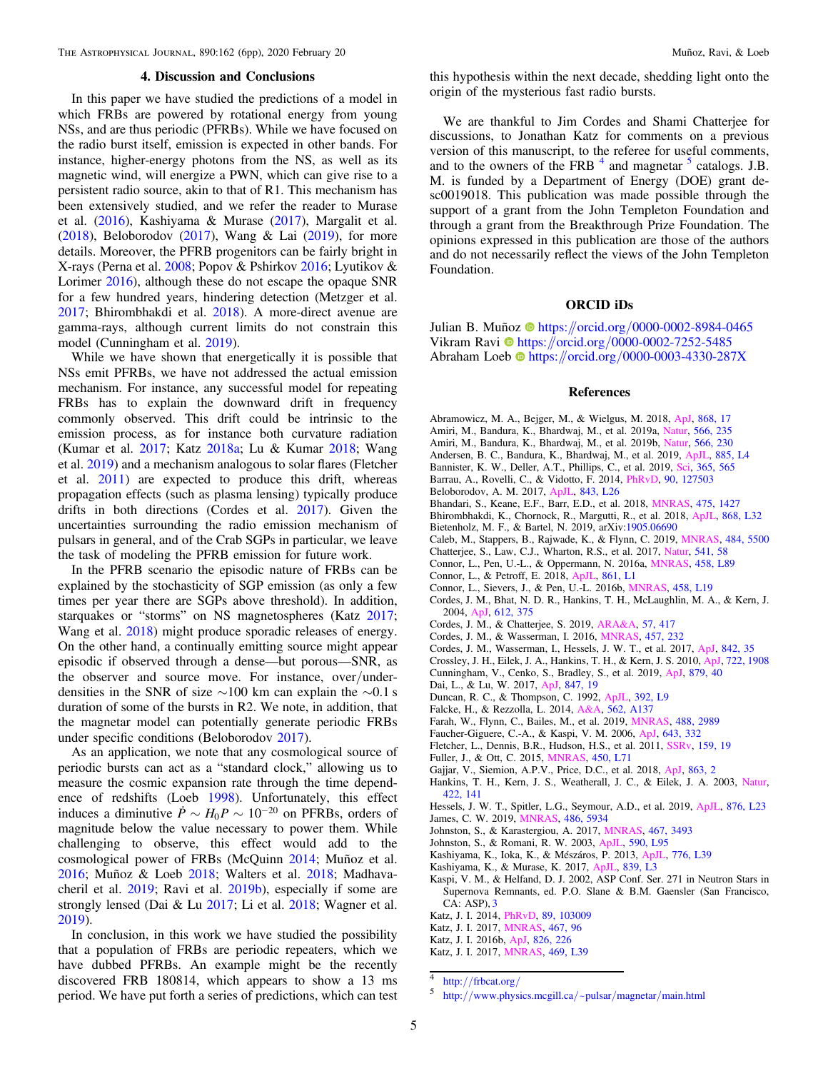## 4. Discussion and Conclusions

In this paper we have studied the predictions of a model in which FRBs are powered by rotational energy from young NSs, and are thus periodic (PFRBs). While we have focused on the radio burst itself, emission is expected in other bands. For instance, higher-energy photons from the NS, as well as its magnetic wind, will energize a PWN, which can give rise to a persistent radio source, akin to that of R1. This mechanism has been extensively studied, and we refer the reader to Murase et al. (2016), Kashiyama & Murase (2017), Margalit et al. (2018), Beloborodov (2017), Wang & Lai (2019), for more details. Moreover, the PFRB progenitors can be fairly bright in X-rays (Perna et al. 2008; Popov & Pshirkov 2016; Lyutikov & Lorimer 2016), although these do not escape the opaque SNR for a few hundred years, hindering detection (Metzger et al. 2017; Bhirombhakdi et al. 2018). A more-direct avenue are gamma-rays, although current limits do not constrain this model (Cunningham et al. 2019).

While we have shown that energetically it is possible that NSs emit PFRBs, we have not addressed the actual emission mechanism. For instance, any successful model for repeating FRBs has to explain the downward drift in frequency commonly observed. This drift could be intrinsic to the emission process, as for instance both curvature radiation (Kumar et al. 2017; Katz 2018a; Lu & Kumar 2018; Wang et al. 2019) and a mechanism analogous to solar flares (Fletcher et al. 2011) are expected to produce this drift, whereas propagation effects (such as plasma lensing) typically produce drifts in both directions (Cordes et al. 2017). Given the uncertainties surrounding the radio emission mechanism of pulsars in general, and of the Crab SGPs in particular, we leave the task of modeling the PFRB emission for future work.

In the PFRB scenario the episodic nature of FRBs can be explained by the stochasticity of SGP emission (as only a few times per year there are SGPs above threshold). In addition, starquakes or "storms" on NS magnetospheres (Katz 2017; Wang et al. 2018) might produce sporadic releases of energy. On the other hand, a continually emitting source might appear episodic if observed through a dense—but porous—SNR, as the observer and source move. For instance, over/under-densities in the SNR of size $\sim$100 km can explain the $\sim$0.1 s duration of some of the bursts in R2. We note, in addition, that the magnetar model can potentially generate periodic FRBs under specific conditions (Beloborodov 2017).

As an application, we note that any cosmological source of periodic bursts can act as a "standard clock," allowing us to measure the cosmic expansion rate through the time dependence of redshifts (Loeb 1998). Unfortunately, this effect induces a diminutive $\dot{P} \sim H_0 P \sim 10^{-20}$ on PFRBs, orders of magnitude below the value necessary to power them. While challenging to observe, this effect would add to the cosmological power of FRBs (McQuinn 2014; Muñoz et al. 2016; Muñoz & Loeb 2018; Walters et al. 2018; Madhavacheril et al. 2019; Ravi et al. 2019b), especially if some are strongly lensed (Dai & Lu 2017; Li et al. 2018; Wagner et al. 2019).

In conclusion, in this work we have studied the possibility that a population of FRBs are periodic repeaters, which we have dubbed PFRBs. An example might be the recently discovered FRB 180814, which appears to show a 13 ms period. We have put forth a series of predictions, which can test this hypothesis within the next decade, shedding light onto the origin of the mysterious fast radio bursts.

We are thankful to Jim Cordes and Shami Chatterjee for discussions, to Jonathan Katz for comments on a previous version of this manuscript, to the referee for useful comments, and to the owners of the FRB [4] and magnetar [5] catalogs. J.B. M. is funded by a Department of Energy (DOE) grant desc0019018. This publication was made possible through the support of a grant from the John Templeton Foundation and through a grant from the Breakthrough Prize Foundation. The opinions expressed in this publication are those of the authors and do not necessarily reflect the views of the John Templeton Foundation.

## ORCID iDs

Julian B. Muñoz https://orcid.org/0000-0002-8984-0465
Vikram Ravi https://orcid.org/0000-0002-7252-5485
Abraham Loeb https://orcid.org/0000-0003-4330-287X

## References

Abramowicz, M. A., Bejger, M., & Wielgus, M. 2018, ApJ, 868, 17
Amiri, M., Bandura, K., Bhardwaj, M., et al. 2019a, Natur, 566, 235
Amiri, M., Bandura, K., Bhardwaj, M., et al. 2019b, Natur, 566, 230
Andersen, B. C., Bandura, K., Bhardwaj, M., et al. 2019, ApJL, 885, L4
Bannister, K. W., Deller, A.T., Phillips, C., et al. 2019, Sci, 365, 565
Barrau, A., Rovelli, C., & Vidotto, F. 2014, PhRvD, 90, 127503
Beloborodov, A. M. 2017, ApJL, 843, L26
Bhandari, S., Keane, E.F., Barr, E.D., et al. 2018, MNRAS, 475, 1427
Bhirombhakdi, K., Chornock, R., Margutti, R., et al. 2018, ApJL, 868, L32
Bietenholz, M. F., & Bartel, N. 2019, arXiv:1905.06690
Caleb, M., Stappers, B., Rajwade, K., & Flynn, C. 2019, MNRAS, 484, 5500
Chatterjee, S., Law, C.J., Wharton, R.S., et al. 2017, Natur, 541, 58
Connor, L., Pen, U.-L., & Oppermann, N. 2016a, MNRAS, 458, L89
Connor, L., & Petroff, E. 2018, ApJL, 861, L1
Connor, L., Sievers, J., & Pen, U.-L. 2016b, MNRAS, 458, L19
Cordes, J. M., Bhat, N. D. R., Hankins, T. H., McLaughlin, M. A., & Kern, J. 2004, ApJ, 612, 375
Cordes, J. M., & Chatterjee, S. 2019, ARA&A, 57, 417
Cordes, J. M., & Wasserman, I. 2016, MNRAS, 457, 232
Cordes, J. M., Wasserman, I., Hessels, J. W. T., et al. 2017, ApJ, 842, 35
Crossley, J. H., Eilek, J. A., Hankins, T. H., & Kern, J. S. 2010, ApJ, 722, 1908
Cunningham, V., Cenko, S., Bradley, S., et al. 2019, ApJ, 879, 40
Dai, L., & Lu, W. 2017, ApJ, 847, 19
Duncan, R. C., & Thompson, C. 1992, ApJL, 392, L9
Falcke, H., & Rezzolla, L. 2014, A&A, 562, A137
Farah, W., Flynn, C., Bailes, M., et al. 2019, MNRAS, 488, 2989
Faucher-Giguere, C.-A., & Kaspi, V. M. 2006, ApJ, 643, 332
Fletcher, L., Dennis, B.R., Hudson, H.S., et al. 2011, SSRv, 159, 19
Fuller, J., & Ott, C. 2015, MNRAS, 450, L71
Gajjar, V., Siemion, A.P.V., Price, D.C., et al. 2018, ApJ, 863, 2
Hankins, T. H., Kern, J. S., Weatherall, J. C., & Eilek, J. A. 2003, Natur, 422, 141
Hessels, J. W. T., Spitler, L.G., Seymour, A.D., et al. 2019, ApJL, 876, L23
James, C. W. 2019, MNRAS, 486, 5934
Johnston, S., & Karastergiou, A. 2017, MNRAS, 467, 3493
Johnston, S., & Romani, R. W. 2003, ApJL, 590, L95
Kashiyama, K., Ioka, K., & Mészáros, P. 2013, ApJL, 776, L39
Kashiyama, K., & Murase, K. 2017, ApJL, 839, L3
Kaspi, V. M., & Helfand, D. J. 2002, ASP Conf. Ser. 271 in Neutron Stars in Supernova Remnants, ed. P.O. Slane & B.M. Gaensler (San Francisco, CA: ASP), 3
Katz, J. I. 2014, PhRvD, 89, 103009
Katz, J. I. 2017, MNRAS, 467, 96
Katz, J. I. 2016b, ApJ, 826, 226
Katz, J. I. 2017, MNRAS, 469, L39

[4] http://frbcat.org/
[5] http://www.physics.mcgill.ca/~pulsar/magnetar/main.html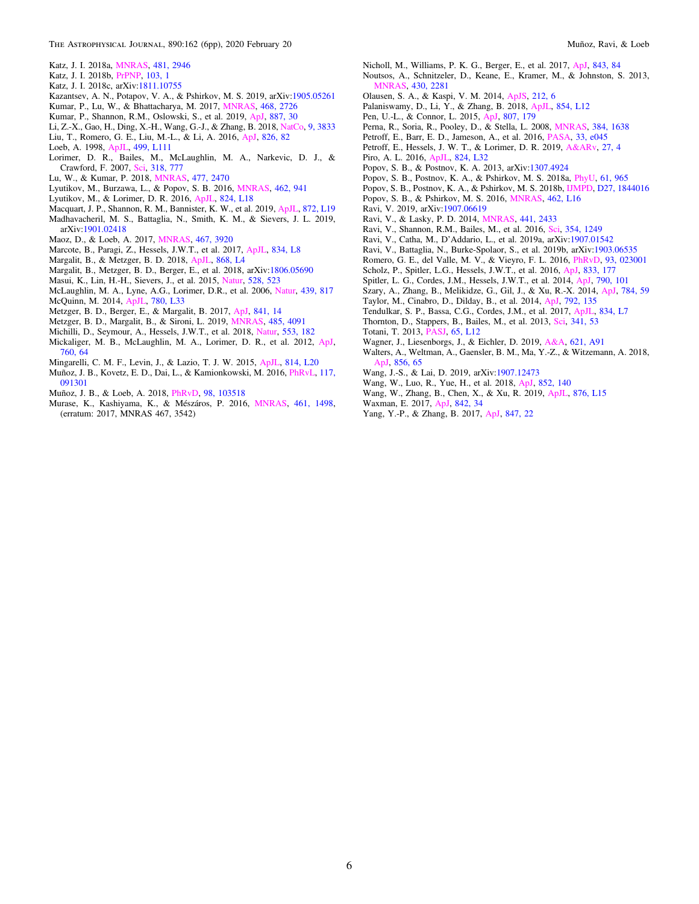Katz, J. I. 2018a, MNRAS, 481, 2946
Katz, J. I. 2018b, PrPNP, 103, 1
Katz, J. I. 2018c, arXiv:1811.10755
Kazantsev, A. N., Potapov, V. A., & Pshirkov, M. S. 2019, arXiv:1905.05261
Kumar, P., Lu, W., & Bhattacharya, M. 2017, MNRAS, 468, 2726
Kumar, P., Shannon, R.M., Oslowski, S., et al. 2019, ApJ, 887, 30
Li, Z.-X., Gao, H., Ding, X.-H., Wang, G.-J., & Zhang, B. 2018, NatCo, 9, 3833
Liu, T., Romero, G. E., Liu, M.-L., & Li, A. 2016, ApJ, 826, 82
Loeb, A. 1998, ApJL, 499, L111
Lorimer, D. R., Bailes, M., McLaughlin, M. A., Narkevic, D. J., & Crawford, F. 2007, Sci, 318, 777
Lu, W., & Kumar, P. 2018, MNRAS, 477, 2470
Lyutikov, M., Burzawa, L., & Popov, S. B. 2016, MNRAS, 462, 941
Lyutikov, M., & Lorimer, D. R. 2016, ApJL, 824, L18
Macquart, J. P., Shannon, R. M., Bannister, K. W., et al. 2019, ApJL, 872, L19
Madhavacheril, M. S., Battaglia, N., Smith, K. M., & Sievers, J. L. 2019, arXiv:1901.02418
Maoz, D., & Loeb, A. 2017, MNRAS, 467, 3920
Marcote, B., Paragi, Z., Hessels, J.W.T., et al. 2017, ApJL, 834, L8
Margalit, B., & Metzger, B. D. 2018, ApJL, 868, L4
Margalit, B., Metzger, B. D., Berger, E., et al. 2018, arXiv:1806.05690
Masui, K., Lin, H.-H., Sievers, J., et al. 2015, Natur, 528, 523
McLaughlin, M. A., Lyne, A.G., Lorimer, D.R., et al. 2006, Natur, 439, 817
McQuinn, M. 2014, ApJL, 780, L33
Metzger, B. D., Berger, E., & Margalit, B. 2017, ApJ, 841, 14
Metzger, B. D., Margalit, B., & Sironi, L. 2019, MNRAS, 485, 4091
Michilli, D., Seymour, A., Hessels, J.W.T., et al. 2018, Natur, 553, 182
Mickaliger, M. B., McLaughlin, M. A., Lorimer, D. R., et al. 2012, ApJ, 760, 64
Mingarelli, C. M. F., Levin, J., & Lazio, T. J. W. 2015, ApJL, 814, L20
Muñoz, J. B., Kovetz, E. D., Dai, L., & Kamionkowski, M. 2016, PhRvL, 117, 091301
Muñoz, J. B., & Loeb, A. 2018, PhRvD, 98, 103518
Murase, K., Kashiyama, K., & Mészáros, P. 2016, MNRAS, 461, 1498, (erratum: 2017, MNRAS 467, 3542)
Nicholl, M., Williams, P. K. G., Berger, E., et al. 2017, ApJ, 843, 84
Noutsos, A., Schnitzeler, D., Keane, E., Kramer, M., & Johnston, S. 2013, MNRAS, 430, 2281
Olausen, S. A., & Kaspi, V. M. 2014, ApJS, 212, 6
Palaniswamy, D., Li, Y., & Zhang, B. 2018, ApJL, 854, L12
Pen, U.-L., & Connor, L. 2015, ApJ, 807, 179
Perna, R., Soria, R., Pooley, D., & Stella, L. 2008, MNRAS, 384, 1638
Petroff, E., Barr, E. D., Jameson, A., et al. 2016, PASA, 33, e045
Petroff, E., Hessels, J. W. T., & Lorimer, D. R. 2019, A&ARv, 27, 4
Piro, A. L. 2016, ApJL, 824, L32
Popov, S. B., & Postnov, K. A. 2013, arXiv:1307.4924
Popov, S. B., Postnov, K. A., & Pshirkov, M. S. 2018a, PhyU, 61, 965
Popov, S. B., Postnov, K. A., & Pshirkov, M. S. 2018b, IJMPD, D27, 1844016
Popov, S. B., & Pshirkov, M. S. 2016, MNRAS, 462, L16
Ravi, V. 2019, arXiv:1907.06619
Ravi, V., & Lasky, P. D. 2014, MNRAS, 441, 2433
Ravi, V., Shannon, R.M., Bailes, M., et al. 2016, Sci, 354, 1249
Ravi, V., Catha, M., D'Addario, L., et al. 2019a, arXiv:1907.01542
Ravi, V., Battaglia, N., Burke-Spolaor, S., et al. 2019b, arXiv:1903.06535
Romero, G. E., del Valle, M. V., & Vieyro, F. L. 2016, PhRvD, 93, 023001
Scholz, P., Spitler, L.G., Hessels, J.W.T., et al. 2016, ApJ, 833, 177
Spitler, L. G., Cordes, J.M., Hessels, J.W.T., et al. 2014, ApJ, 790, 101
Szary, A., Zhang, B., Melikidze, G., Gil, J., & Xu, R.-X. 2014, ApJ, 784, 59
Taylor, M., Cinabro, D., Dilday, B., et al. 2014, ApJ, 792, 135
Tendulkar, S. P., Bassa, C.G., Cordes, J.M., et al. 2017, ApJL, 834, L7
Thornton, D., Stappers, B., Bailes, M., et al. 2013, Sci, 341, 53
Totani, T. 2013, PASJ, 65, L12
Wagner, J., Liesenborgs, J., & Eichler, D. 2019, A&A, 621, A91
Walters, A., Weltman, A., Gaensler, B. M., Ma, Y.-Z., & Witzemann, A. 2018, ApJ, 856, 65
Wang, J.-S., & Lai, D. 2019, arXiv:1907.12473
Wang, W., Luo, R., Yue, H., et al. 2018, ApJ, 852, 140
Wang, W., Zhang, B., Chen, X., & Xu, R. 2019, ApJL, 876, L15
Waxman, E. 2017, ApJ, 842, 34
Yang, Y.-P., & Zhang, B. 2017, ApJ, 847, 22